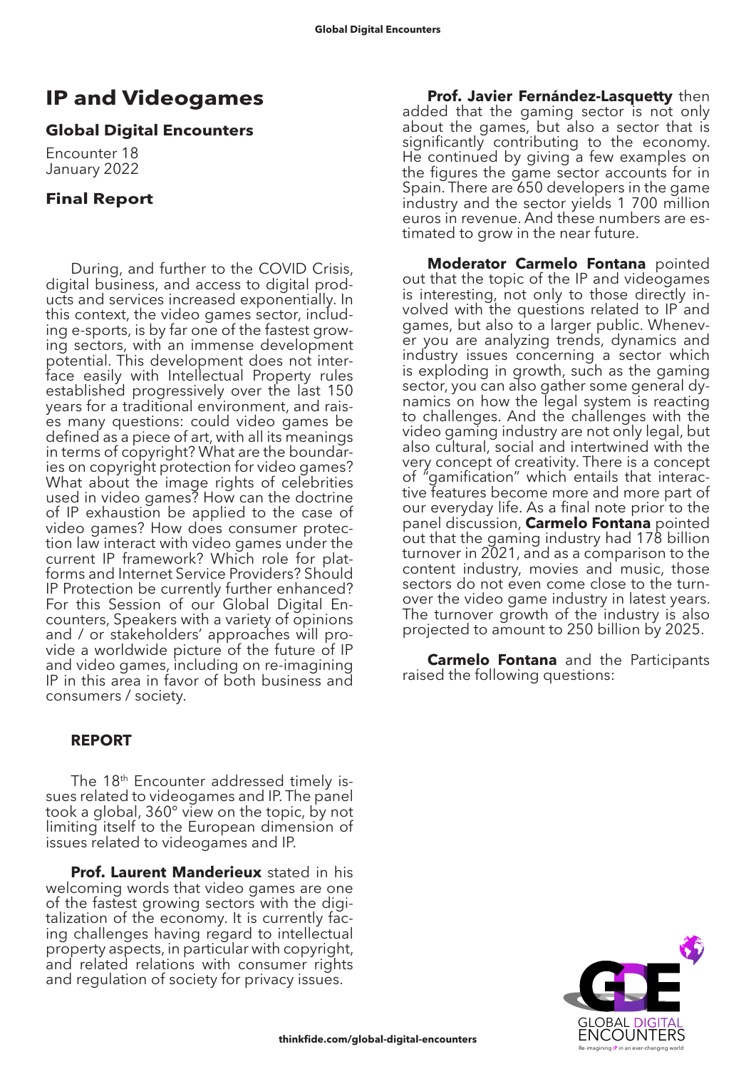# IP and Videogames

### Global Digital Encounters

Encounter 18
January 2022

### Final Report

During, and further to the COVID Crisis, digital business, and access to digital products and services increased exponentially. In this context, the video games sector, including e-sports, is by far one of the fastest growing sectors, with an immense development potential. This development does not interface easily with Intellectual Property rules established progressively over the last 150 years for a traditional environment, and raises many questions: could video games be defined as a piece of art, with all its meanings in terms of copyright? What are the boundaries on copyright protection for video games? What about the image rights of celebrities used in video games? How can the doctrine of IP exhaustion be applied to the case of video games? How does consumer protection law interact with video games under the current IP framework? Which role for platforms and Internet Service Providers? Should IP Protection be currently further enhanced? For this Session of our Global Digital Encounters, Speakers with a variety of opinions and / or stakeholders' approaches will provide a worldwide picture of the future of IP and video games, including on re-imagining IP in this area in favor of both business and consumers / society.

### REPORT

The 18th Encounter addressed timely issues related to videogames and IP. The panel took a global, 360° view on the topic, by not limiting itself to the European dimension of issues related to videogames and IP.

**Prof. Laurent Manderieux** stated in his welcoming words that video games are one of the fastest growing sectors with the digitalization of the economy. It is currently facing challenges having regard to intellectual property aspects, in particular with copyright, and related relations with consumer rights and regulation of society for privacy issues.

**Prof. Javier Fernández-Lasquetty** then added that the gaming sector is not only about the games, but also a sector that is significantly contributing to the economy. He continued by giving a few examples on the figures the game sector accounts for in Spain. There are 650 developers in the game industry and the sector yields 1 700 million euros in revenue. And these numbers are estimated to grow in the near future.

**Moderator Carmelo Fontana** pointed out that the topic of the IP and videogames is interesting, not only to those directly involved with the questions related to IP and games, but also to a larger public. Whenever you are analyzing trends, dynamics and industry issues concerning a sector which is exploding in growth, such as the gaming sector, you can also gather some general dynamics on how the legal system is reacting to challenges. And the challenges with the video gaming industry are not only legal, but also cultural, social and intertwined with the very concept of creativity. There is a concept of "gamification" which entails that interactive features become more and more part of our everyday life. As a final note prior to the panel discussion, **Carmelo Fontana** pointed out that the gaming industry had 178 billion turnover in 2021, and as a comparison to the content industry, movies and music, those sectors do not even come close to the turnover the video game industry in latest years. The turnover growth of the industry is also projected to amount to 250 billion by 2025.

**Carmelo Fontana** and the Participants raised the following questions: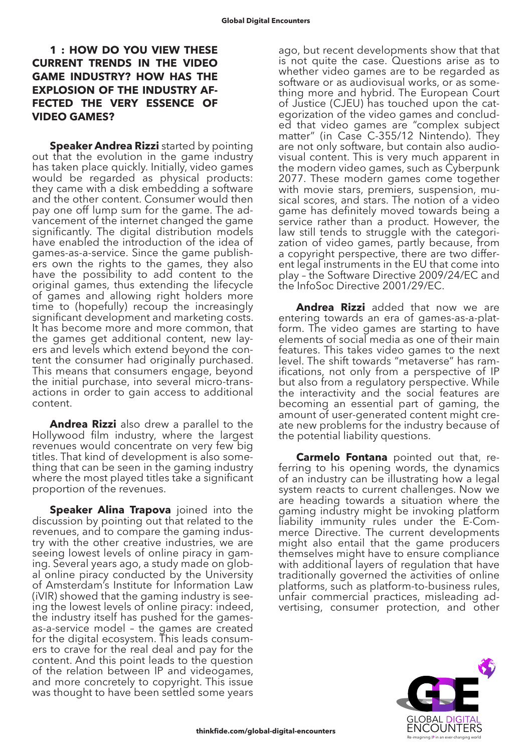### 1 : HOW DO YOU VIEW THESE CURRENT TRENDS IN THE VIDEO GAME INDUSTRY? HOW HAS THE EXPLOSION OF THE INDUSTRY AFFECTED THE VERY ESSENCE OF VIDEO GAMES?

**Speaker Andrea Rizzi** started by pointing out that the evolution in the game industry has taken place quickly. Initially, video games would be regarded as physical products: they came with a disk embedding a software and the other content. Consumer would then pay one off lump sum for the game. The advancement of the internet changed the game significantly. The digital distribution models have enabled the introduction of the idea of games-as-a-service. Since the game publishers own the rights to the games, they also have the possibility to add content to the original games, thus extending the lifecycle of games and allowing right holders more time to (hopefully) recoup the increasingly significant development and marketing costs. It has become more and more common, that the games get additional content, new layers and levels which extend beyond the content the consumer had originally purchased. This means that consumers engage, beyond the initial purchase, into several micro-transactions in order to gain access to additional content.

**Andrea Rizzi** also drew a parallel to the Hollywood film industry, where the largest revenues would concentrate on very few big titles. That kind of development is also something that can be seen in the gaming industry where the most played titles take a significant proportion of the revenues.

**Speaker Alina Trapova** joined into the discussion by pointing out that related to the revenues, and to compare the gaming industry with the other creative industries, we are seeing lowest levels of online piracy in gaming. Several years ago, a study made on global online piracy conducted by the University of Amsterdam's Institute for Information Law (iVIR) showed that the gaming industry is seeing the lowest levels of online piracy: indeed, the industry itself has pushed for the games-as-a-service model – the games are created for the digital ecosystem. This leads consumers to crave for the real deal and pay for the content. And this point leads to the question of the relation between IP and videogames, and more concretely to copyright. This issue was thought to have been settled some years ago, but recent developments show that that is not quite the case. Questions arise as to whether video games are to be regarded as software or as audiovisual works, or as something more and hybrid. The European Court of Justice (CJEU) has touched upon the categorization of the video games and concluded that video games are "complex subject matter" (in Case C-355/12 Nintendo). They are not only software, but contain also audiovisual content. This is very much apparent in the modern video games, such as Cyberpunk 2077. These modern games come together with movie stars, premiers, suspension, musical scores, and stars. The notion of a video game has definitely moved towards being a service rather than a product. However, the law still tends to struggle with the categorization of video games, partly because, from a copyright perspective, there are two different legal instruments in the EU that come into play – the Software Directive 2009/24/EC and the InfoSoc Directive 2001/29/EC.

**Andrea Rizzi** added that now we are entering towards an era of games-as-a-platform. The video games are starting to have elements of social media as one of their main features. This takes video games to the next level. The shift towards "metaverse" has ramifications, not only from a perspective of IP but also from a regulatory perspective. While the interactivity and the social features are becoming an essential part of gaming, the amount of user-generated content might create new problems for the industry because of the potential liability questions.

**Carmelo Fontana** pointed out that, referring to his opening words, the dynamics of an industry can be illustrating how a legal system reacts to current challenges. Now we are heading towards a situation where the gaming industry might be invoking platform liability immunity rules under the E-Commerce Directive. The current developments might also entail that the game producers themselves might have to ensure compliance with additional layers of regulation that have traditionally governed the activities of online platforms, such as platform-to-business rules, unfair commercial practices, misleading advertising, consumer protection, and other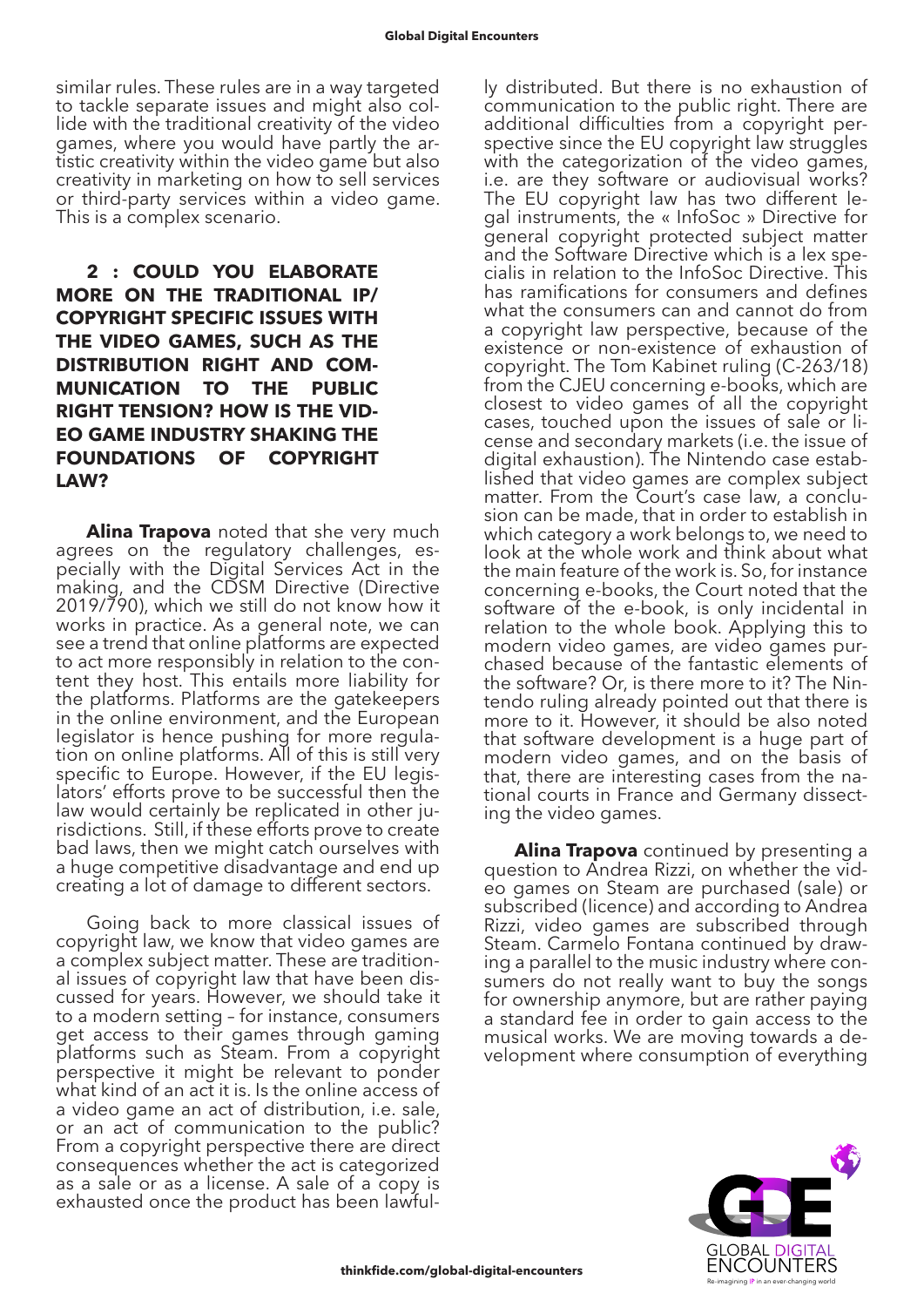similar rules. These rules are in a way targeted to tackle separate issues and might also collide with the traditional creativity of the video games, where you would have partly the artistic creativity within the video game but also creativity in marketing on how to sell services or third-party services within a video game. This is a complex scenario.

**2 : COULD YOU ELABORATE MORE ON THE TRADITIONAL IP/COPYRIGHT SPECIFIC ISSUES WITH THE VIDEO GAMES, SUCH AS THE DISTRIBUTION RIGHT AND COMMUNICATION TO THE PUBLIC RIGHT TENSION? HOW IS THE VIDEO GAME INDUSTRY SHAKING THE FOUNDATIONS OF COPYRIGHT LAW?**

**Alina Trapova** noted that she very much agrees on the regulatory challenges, especially with the Digital Services Act in the making, and the CDSM Directive (Directive 2019/790), which we still do not know how it works in practice. As a general note, we can see a trend that online platforms are expected to act more responsibly in relation to the content they host. This entails more liability for the platforms. Platforms are the gatekeepers in the online environment, and the European legislator is hence pushing for more regulation on online platforms. All of this is still very specific to Europe. However, if the EU legislators' efforts prove to be successful then the law would certainly be replicated in other jurisdictions. Still, if these efforts prove to create bad laws, then we might catch ourselves with a huge competitive disadvantage and end up creating a lot of damage to different sectors.

Going back to more classical issues of copyright law, we know that video games are a complex subject matter. These are traditional issues of copyright law that have been discussed for years. However, we should take it to a modern setting – for instance, consumers get access to their games through gaming platforms such as Steam. From a copyright perspective it might be relevant to ponder what kind of an act it is. Is the online access of a video game an act of distribution, i.e. sale, or an act of communication to the public? From a copyright perspective there are direct consequences whether the act is categorized as a sale or as a license. A sale of a copy is exhausted once the product has been lawfully distributed. But there is no exhaustion of communication to the public right. There are additional difficulties from a copyright perspective since the EU copyright law struggles with the categorization of the video games, i.e. are they software or audiovisual works? The EU copyright law has two different legal instruments, the « InfoSoc » Directive for general copyright protected subject matter and the Software Directive which is a lex specialis in relation to the InfoSoc Directive. This has ramifications for consumers and defines what the consumers can and cannot do from a copyright law perspective, because of the existence or non-existence of exhaustion of copyright. The Tom Kabinet ruling (C-263/18) from the CJEU concerning e-books, which are closest to video games of all the copyright cases, touched upon the issues of sale or license and secondary markets (i.e. the issue of digital exhaustion). The Nintendo case established that video games are complex subject matter. From the Court's case law, a conclusion can be made, that in order to establish in which category a work belongs to, we need to look at the whole work and think about what the main feature of the work is. So, for instance concerning e-books, the Court noted that the software of the e-book, is only incidental in relation to the whole book. Applying this to modern video games, are video games purchased because of the fantastic elements of the software? Or, is there more to it? The Nintendo ruling already pointed out that there is more to it. However, it should be also noted that software development is a huge part of modern video games, and on the basis of that, there are interesting cases from the national courts in France and Germany dissecting the video games.

**Alina Trapova** continued by presenting a question to Andrea Rizzi, on whether the video games on Steam are purchased (sale) or subscribed (licence) and according to Andrea Rizzi, video games are subscribed through Steam. Carmelo Fontana continued by drawing a parallel to the music industry where consumers do not really want to buy the songs for ownership anymore, but are rather paying a standard fee in order to gain access to the musical works. We are moving towards a development where consumption of everything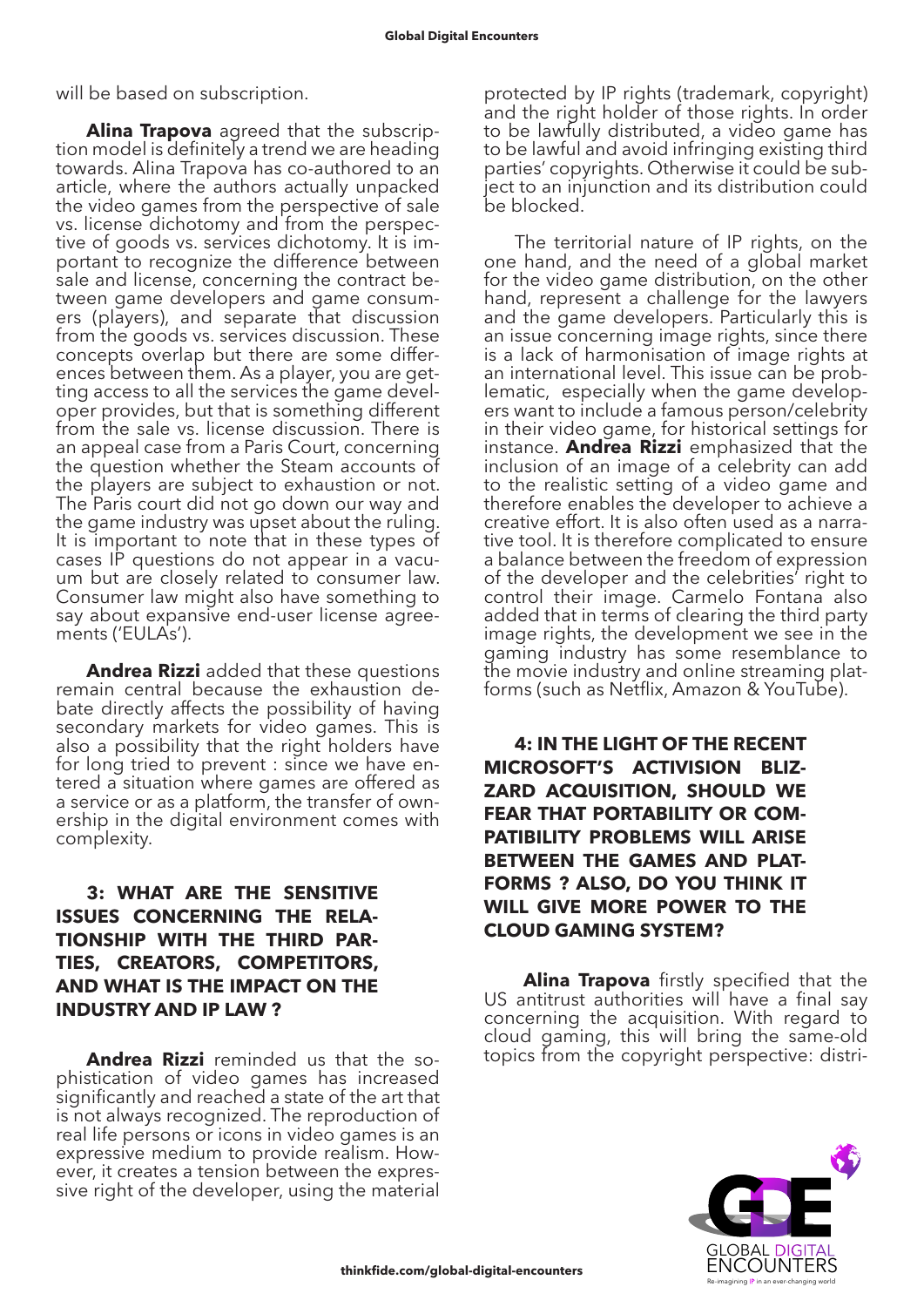will be based on subscription.

**Alina Trapova** agreed that the subscription model is definitely a trend we are heading towards. Alina Trapova has co-authored to an article, where the authors actually unpacked the video games from the perspective of sale vs. license dichotomy and from the perspective of goods vs. services dichotomy. It is important to recognize the difference between sale and license, concerning the contract between game developers and game consumers (players), and separate that discussion from the goods vs. services discussion. These concepts overlap but there are some differences between them. As a player, you are getting access to all the services the game developer provides, but that is something different from the sale vs. license discussion. There is an appeal case from a Paris Court, concerning the question whether the Steam accounts of the players are subject to exhaustion or not. The Paris court did not go down our way and the game industry was upset about the ruling. It is important to note that in these types of cases IP questions do not appear in a vacuum but are closely related to consumer law. Consumer law might also have something to say about expansive end-user license agreements ('EULAs').

**Andrea Rizzi** added that these questions remain central because the exhaustion debate directly affects the possibility of having secondary markets for video games. This is also a possibility that the right holders have for long tried to prevent : since we have entered a situation where games are offered as a service or as a platform, the transfer of ownership in the digital environment comes with complexity.

### 3: WHAT ARE THE SENSITIVE ISSUES CONCERNING THE RELATIONSHIP WITH THE THIRD PARTIES, CREATORS, COMPETITORS, AND WHAT IS THE IMPACT ON THE INDUSTRY AND IP LAW ?

**Andrea Rizzi** reminded us that the sophistication of video games has increased significantly and reached a state of the art that is not always recognized. The reproduction of real life persons or icons in video games is an expressive medium to provide realism. However, it creates a tension between the expressive right of the developer, using the material protected by IP rights (trademark, copyright) and the right holder of those rights. In order to be lawfully distributed, a video game has to be lawful and avoid infringing existing third parties' copyrights. Otherwise it could be subject to an injunction and its distribution could be blocked.

The territorial nature of IP rights, on the one hand, and the need of a global market for the video game distribution, on the other hand, represent a challenge for the lawyers and the game developers. Particularly this is an issue concerning image rights, since there is a lack of harmonisation of image rights at an international level. This issue can be problematic, especially when the game developers want to include a famous person/celebrity in their video game, for historical settings for instance. **Andrea Rizzi** emphasized that the inclusion of an image of a celebrity can add to the realistic setting of a video game and therefore enables the developer to achieve a creative effort. It is also often used as a narrative tool. It is therefore complicated to ensure a balance between the freedom of expression of the developer and the celebrities' right to control their image. Carmelo Fontana also added that in terms of clearing the third party image rights, the development we see in the gaming industry has some resemblance to the movie industry and online streaming platforms (such as Netflix, Amazon & YouTube).

### 4: IN THE LIGHT OF THE RECENT MICROSOFT'S ACTIVISION BLIZZARD ACQUISITION, SHOULD WE FEAR THAT PORTABILITY OR COMPATIBILITY PROBLEMS WILL ARISE BETWEEN THE GAMES AND PLATFORMS ? ALSO, DO YOU THINK IT WILL GIVE MORE POWER TO THE CLOUD GAMING SYSTEM?

**Alina Trapova** firstly specified that the US antitrust authorities will have a final say concerning the acquisition. With regard to cloud gaming, this will bring the same-old topics from the copyright perspective: distri-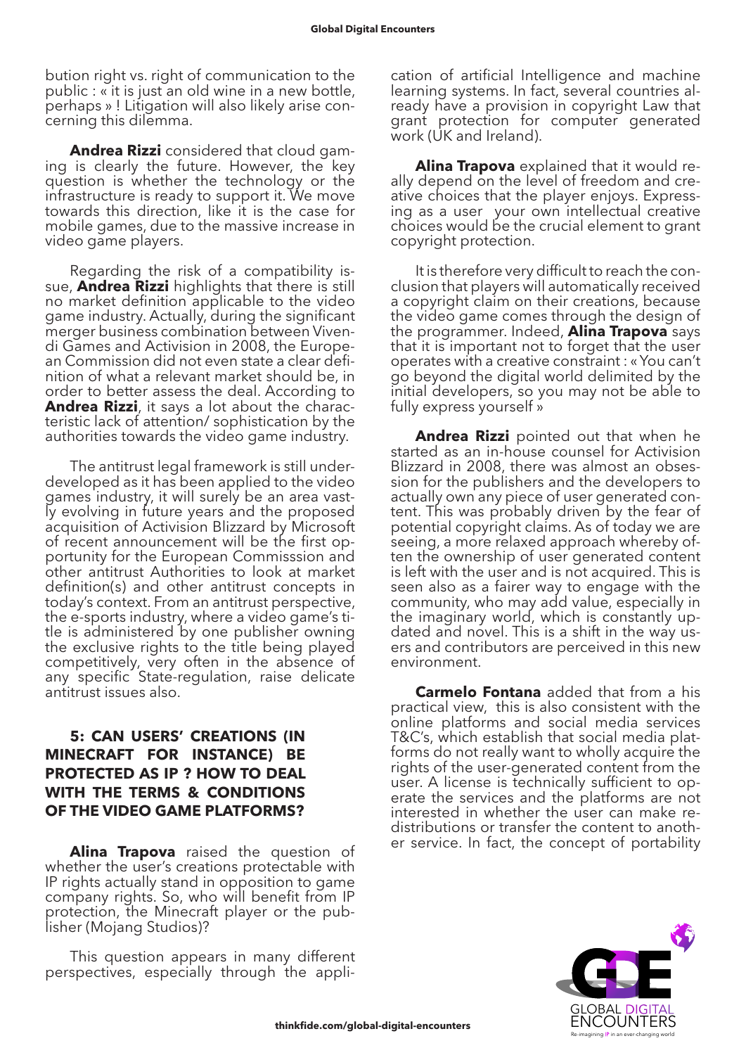bution right vs. right of communication to the public : « it is just an old wine in a new bottle, perhaps » ! Litigation will also likely arise concerning this dilemma.

**Andrea Rizzi** considered that cloud gaming is clearly the future. However, the key question is whether the technology or the infrastructure is ready to support it. We move towards this direction, like it is the case for mobile games, due to the massive increase in video game players.

Regarding the risk of a compatibility issue, **Andrea Rizzi** highlights that there is still no market definition applicable to the video game industry. Actually, during the significant merger business combination between Vivendi Games and Activision in 2008, the European Commission did not even state a clear definition of what a relevant market should be, in order to better assess the deal. According to **Andrea Rizzi**, it says a lot about the characteristic lack of attention/ sophistication by the authorities towards the video game industry.

The antitrust legal framework is still underdeveloped as it has been applied to the video games industry, it will surely be an area vastly evolving in future years and the proposed acquisition of Activision Blizzard by Microsoft of recent announcement will be the first opportunity for the European Commisssion and other antitrust Authorities to look at market definition(s) and other antitrust concepts in today's context. From an antitrust perspective, the e-sports industry, where a video game's title is administered by one publisher owning the exclusive rights to the title being played competitively, very often in the absence of any specific State-regulation, raise delicate antitrust issues also.

### 5: CAN USERS' CREATIONS (IN MINECRAFT FOR INSTANCE) BE PROTECTED AS IP ? HOW TO DEAL WITH THE TERMS & CONDITIONS OF THE VIDEO GAME PLATFORMS?

**Alina Trapova** raised the question of whether the user's creations protectable with IP rights actually stand in opposition to game company rights. So, who will benefit from IP protection, the Minecraft player or the publisher (Mojang Studios)?

This question appears in many different perspectives, especially through the application of artificial Intelligence and machine learning systems. In fact, several countries already have a provision in copyright Law that grant protection for computer generated work (UK and Ireland).

**Alina Trapova** explained that it would really depend on the level of freedom and creative choices that the player enjoys. Expressing as a user your own intellectual creative choices would be the crucial element to grant copyright protection.

It is therefore very difficult to reach the conclusion that players will automatically received a copyright claim on their creations, because the video game comes through the design of the programmer. Indeed, **Alina Trapova** says that it is important not to forget that the user operates with a creative constraint : « You can't go beyond the digital world delimited by the initial developers, so you may not be able to fully express yourself »

**Andrea Rizzi** pointed out that when he started as an in-house counsel for Activision Blizzard in 2008, there was almost an obsession for the publishers and the developers to actually own any piece of user generated content. This was probably driven by the fear of potential copyright claims. As of today we are seeing, a more relaxed approach whereby often the ownership of user generated content is left with the user and is not acquired. This is seen also as a fairer way to engage with the community, who may add value, especially in the imaginary world, which is constantly updated and novel. This is a shift in the way users and contributors are perceived in this new environment.

**Carmelo Fontana** added that from a his practical view, this is also consistent with the online platforms and social media services T&C's, which establish that social media platforms do not really want to wholly acquire the rights of the user-generated content from the user. A license is technically sufficient to operate the services and the platforms are not interested in whether the user can make redistributions or transfer the content to another service. In fact, the concept of portability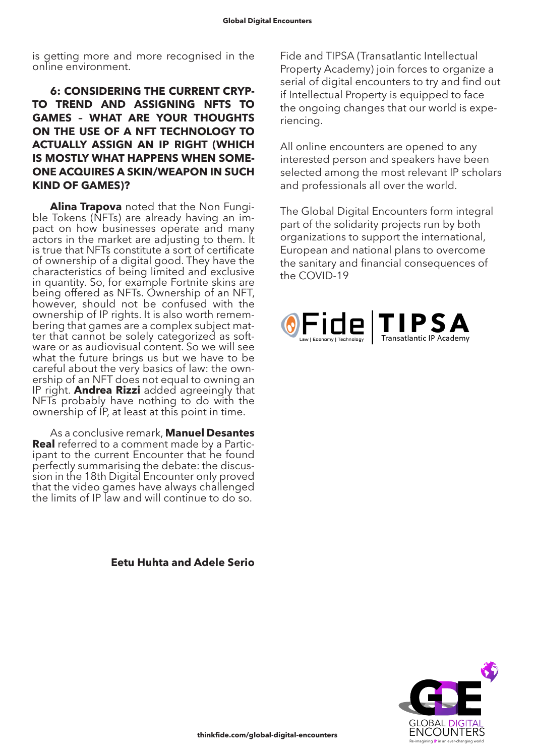is getting more and more recognised in the online environment.

**6: CONSIDERING THE CURRENT CRYPTO TREND AND ASSIGNING NFTS TO GAMES – WHAT ARE YOUR THOUGHTS ON THE USE OF A NFT TECHNOLOGY TO ACTUALLY ASSIGN AN IP RIGHT (WHICH IS MOSTLY WHAT HAPPENS WHEN SOMEONE ACQUIRES A SKIN/WEAPON IN SUCH KIND OF GAMES)?**

**Alina Trapova** noted that the Non Fungible Tokens (NFTs) are already having an impact on how businesses operate and many actors in the market are adjusting to them. It is true that NFTs constitute a sort of certificate of ownership of a digital good. They have the characteristics of being limited and exclusive in quantity. So, for example Fortnite skins are being offered as NFTs. Ownership of an NFT, however, should not be confused with the ownership of IP rights. It is also worth remembering that games are a complex subject matter that cannot be solely categorized as software or as audiovisual content. So we will see what the future brings us but we have to be careful about the very basics of law: the ownership of an NFT does not equal to owning an IP right. **Andrea Rizzi** added agreeingly that NFTs probably have nothing to do with the ownership of IP, at least at this point in time.

As a conclusive remark, **Manuel Desantes Real** referred to a comment made by a Participant to the current Encounter that he found perfectly summarising the debate: the discussion in the 18th Digital Encounter only proved that the video games have always challenged the limits of IP law and will continue to do so.

**Eetu Huhta and Adele Serio**

Fide and TIPSA (Transatlantic Intellectual Property Academy) join forces to organize a serial of digital encounters to try and find out if Intellectual Property is equipped to face the ongoing changes that our world is experiencing.

All online encounters are opened to any interested person and speakers have been selected among the most relevant IP scholars and professionals all over the world.

The Global Digital Encounters form integral part of the solidarity projects run by both organizations to support the international, European and national plans to overcome the sanitary and financial consequences of the COVID-19

Fide Law | Economy | Technology | TIPSA Transatlantic IP Academy

thinkfide.com/global-digital-encounters

GLOBAL DIGITAL ENCOUNTERS
Re-imagining IP in an ever-changing world